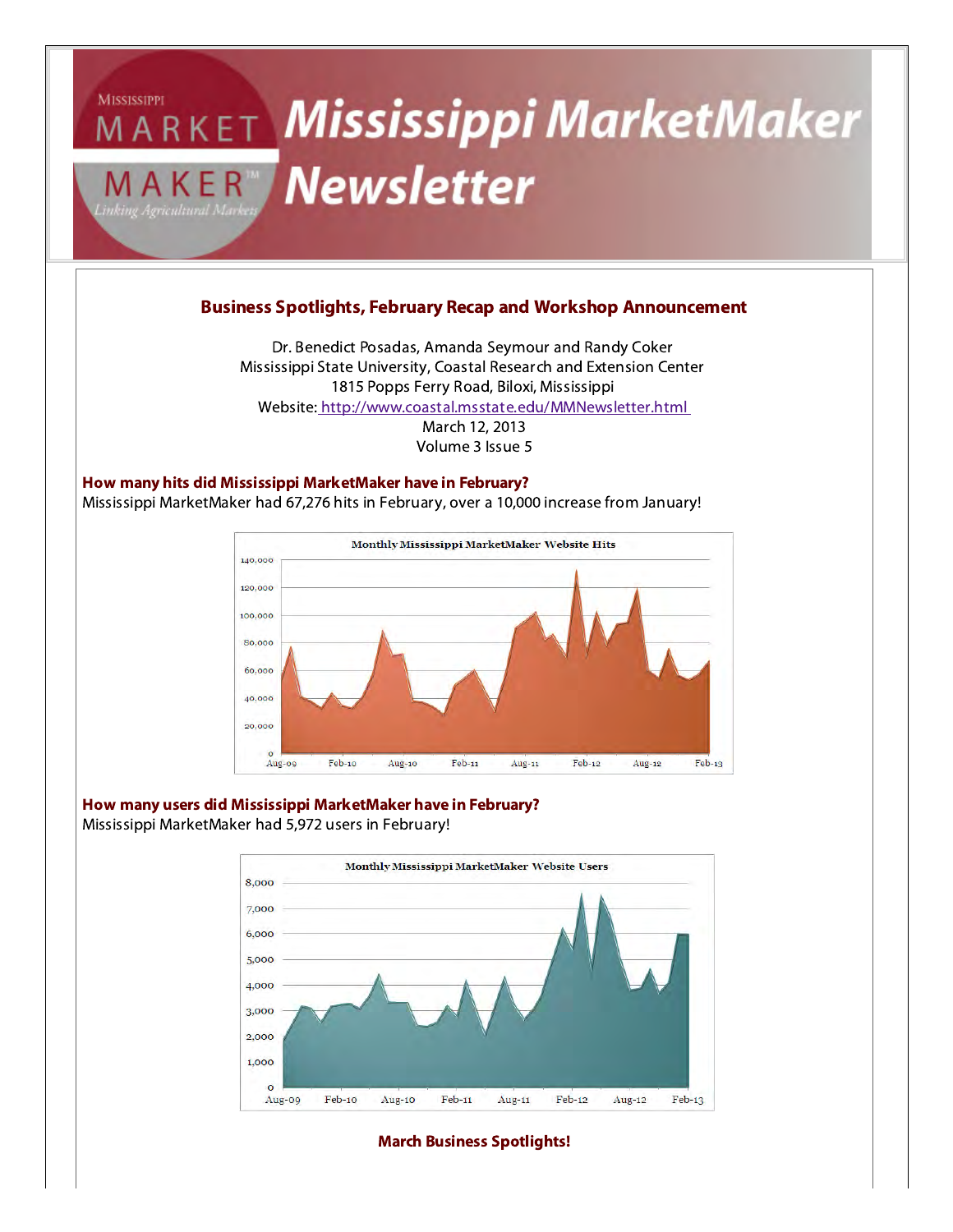# Mississippi MarketMaker Newsletter

## Business Spotlights, February Recap and Workshop Announcement

Dr. Benedict Posadas, Amanda Seymour and Randy Coker
Mississippi State University, Coastal Research and Extension Center
1815 Popps Ferry Road, Biloxi, Mississippi
Website: http://www.coastal.msstate.edu/MMNewsletter.html
March 12, 2013
Volume 3 Issue 5

### How many hits did Mississippi MarketMaker have in February?

Mississippi MarketMaker had 67,276 hits in February, over a 10,000 increase from January!

Monthly Mississippi MarketMaker Website Hits

### How many users did Mississippi MarketMaker have in February?

Mississippi MarketMaker had 5,972 users in February!

Monthly Mississippi MarketMaker Website Users

### March Business Spotlights!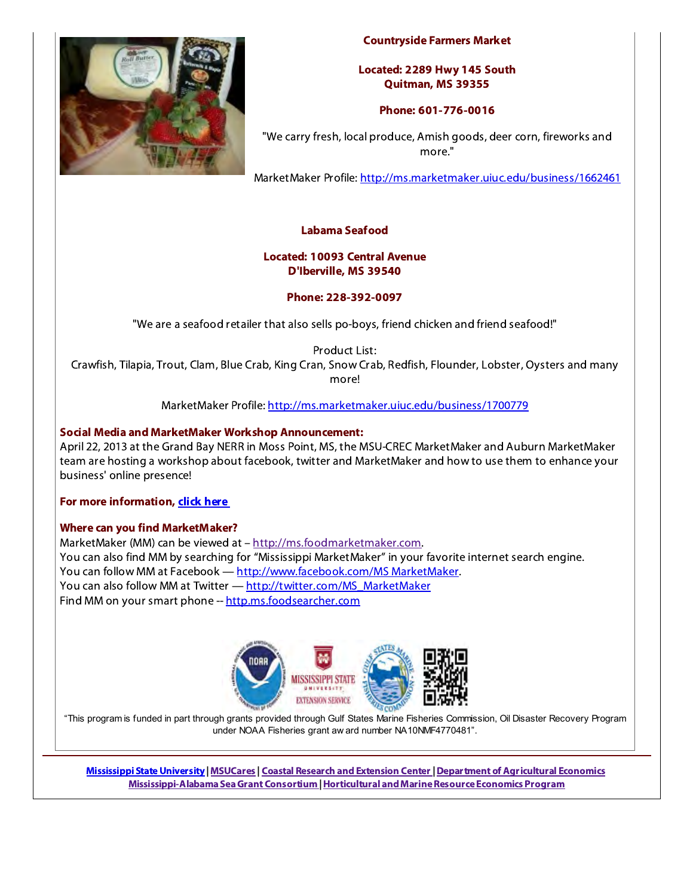**Countryside Farmers Market**

**Located: 2289 Hwy 145 South**
**Quitman, MS 39355**

**Phone: 601-776-0016**

"We carry fresh, local produce, Amish goods, deer corn, fireworks and more."

MarketMaker Profile: http://ms.marketmaker.uiuc.edu/business/1662461

**Labama Seafood**

**Located: 10093 Central Avenue**
**D'Iberville, MS 39540**

**Phone: 228-392-0097**

"We are a seafood retailer that also sells po-boys, friend chicken and friend seafood!"

Product List:
Crawfish, Tilapia, Trout, Clam, Blue Crab, King Cran, Snow Crab, Redfish, Flounder, Lobster, Oysters and many more!

MarketMaker Profile: http://ms.marketmaker.uiuc.edu/business/1700779

**Social Media and MarketMaker Workshop Announcement:**
April 22, 2013 at the Grand Bay NERR in Moss Point, MS, the MSU-CREC MarketMaker and Auburn MarketMaker team are hosting a workshop about facebook, twitter and MarketMaker and how to use them to enhance your business' online presence!

**For more information, click here**

**Where can you find MarketMaker?**
MarketMaker (MM) can be viewed at – http://ms.foodmarketmaker.com.
You can also find MM by searching for "Mississippi MarketMaker" in your favorite internet search engine.
You can follow MM at Facebook — http://www.facebook.com/MS MarketMaker.
You can also follow MM at Twitter — http://twitter.com/MS_MarketMaker
Find MM on your smart phone -- http.ms.foodsearcher.com

"This program is funded in part through grants provided through Gulf States Marine Fisheries Commission, Oil Disaster Recovery Program under NOAA Fisheries grant award number NA10NMF4770481".

**Mississippi State University | MSUCares | Coastal Research and Extension Center | Department of Agricultural Economics**
**Mississippi-Alabama Sea Grant Consortium | Horticultural and Marine Resource Economics Program**